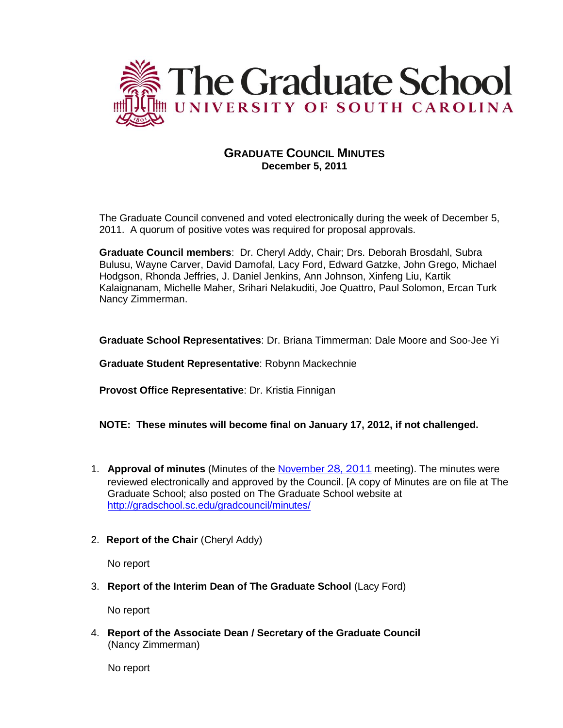# The Graduate School

UNIVERSITY OF SOUTH CAROLINA

## GRADUATE COUNCIL MINUTES

**December 5, 2011**

The Graduate Council convened and voted electronically during the week of December 5, 2011. A quorum of positive votes was required for proposal approvals.

**Graduate Council members**: Dr. Cheryl Addy, Chair; Drs. Deborah Brosdahl, Subra Bulusu, Wayne Carver, David Damofal, Lacy Ford, Edward Gatzke, John Grego, Michael Hodgson, Rhonda Jeffries, J. Daniel Jenkins, Ann Johnson, Xinfeng Liu, Kartik Kalaignanam, Michelle Maher, Srihari Nelakuditi, Joe Quattro, Paul Solomon, Ercan Turk Nancy Zimmerman.

**Graduate School Representatives**: Dr. Briana Timmerman: Dale Moore and Soo-Jee Yi

**Graduate Student Representative**: Robynn Mackechnie

**Provost Office Representative**: Dr. Kristia Finnigan

**NOTE: These minutes will become final on January 17, 2012, if not challenged.**

1. **Approval of minutes** (Minutes of the November 28, 2011 meeting). The minutes were reviewed electronically and approved by the Council. [A copy of Minutes are on file at The Graduate School; also posted on The Graduate School website at http://gradschool.sc.edu/gradcouncil/minutes/

2. **Report of the Chair** (Cheryl Addy)

   No report

3. **Report of the Interim Dean of The Graduate School** (Lacy Ford)

   No report

4. **Report of the Associate Dean / Secretary of the Graduate Council** (Nancy Zimmerman)

   No report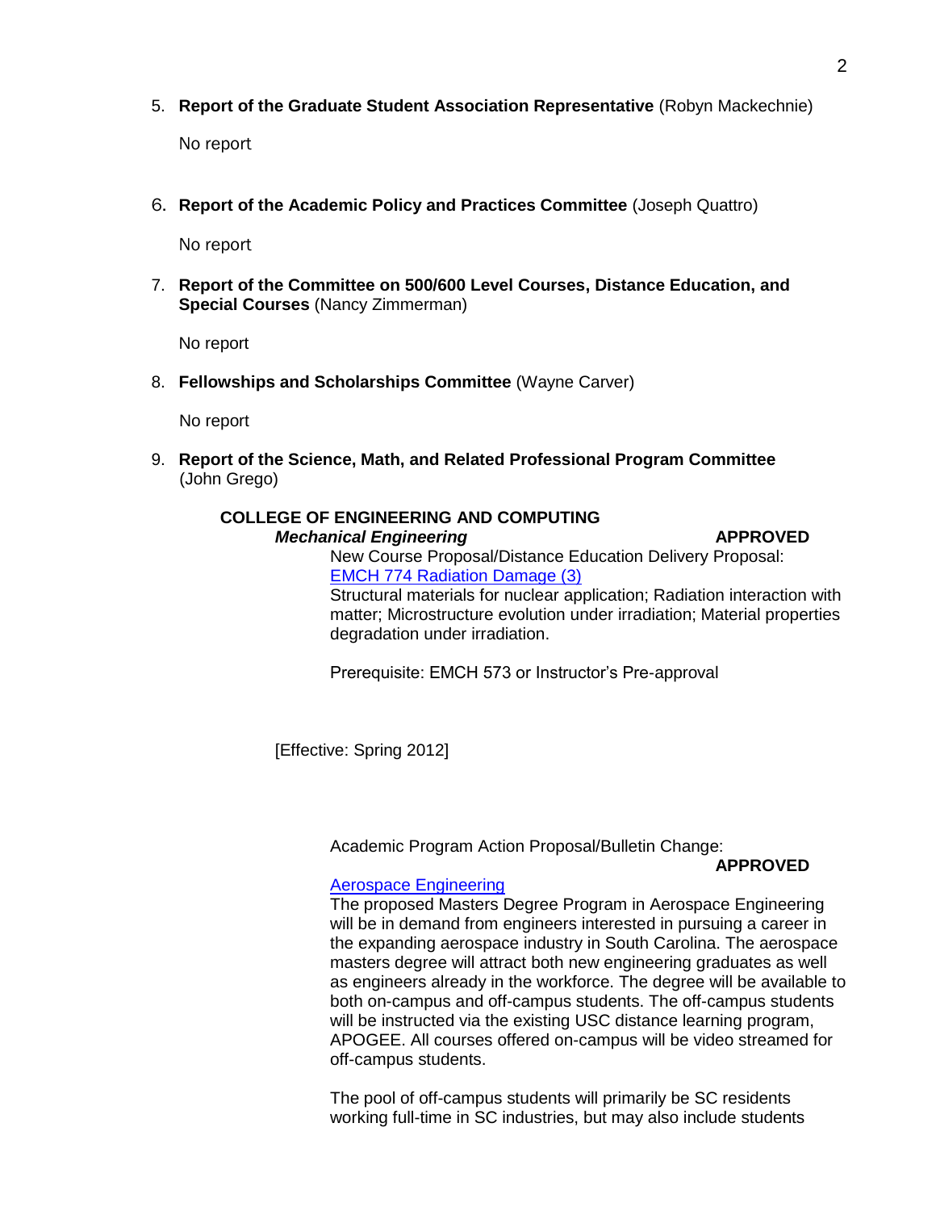5. **Report of the Graduate Student Association Representative** (Robyn Mackechnie)

   No report

6. **Report of the Academic Policy and Practices Committee** (Joseph Quattro)

   No report

7. **Report of the Committee on 500/600 Level Courses, Distance Education, and Special Courses** (Nancy Zimmerman)

   No report

8. **Fellowships and Scholarships Committee** (Wayne Carver)

   No report

9. **Report of the Science, Math, and Related Professional Program Committee** (John Grego)

**COLLEGE OF ENGINEERING AND COMPUTING**

***Mechanical Engineering*** **APPROVED**

New Course Proposal/Distance Education Delivery Proposal:
EMCH 774 Radiation Damage (3)
Structural materials for nuclear application; Radiation interaction with matter; Microstructure evolution under irradiation; Material properties degradation under irradiation.

Prerequisite: EMCH 573 or Instructor's Pre-approval

[Effective: Spring 2012]

Academic Program Action Proposal/Bulletin Change: **APPROVED**

Aerospace Engineering
The proposed Masters Degree Program in Aerospace Engineering will be in demand from engineers interested in pursuing a career in the expanding aerospace industry in South Carolina. The aerospace masters degree will attract both new engineering graduates as well as engineers already in the workforce. The degree will be available to both on-campus and off-campus students. The off-campus students will be instructed via the existing USC distance learning program, APOGEE. All courses offered on-campus will be video streamed for off-campus students.

The pool of off-campus students will primarily be SC residents working full-time in SC industries, but may also include students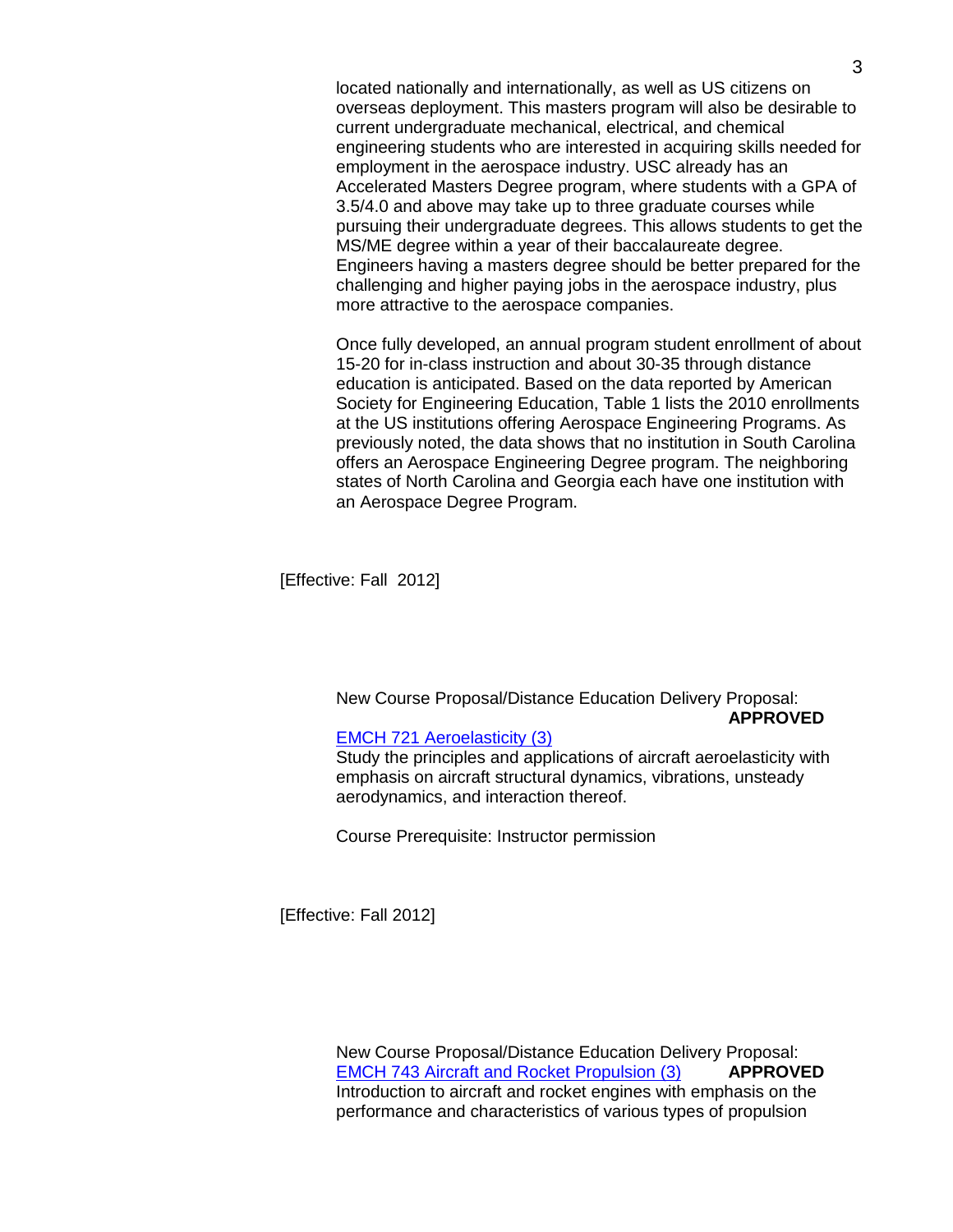located nationally and internationally, as well as US citizens on overseas deployment. This masters program will also be desirable to current undergraduate mechanical, electrical, and chemical engineering students who are interested in acquiring skills needed for employment in the aerospace industry. USC already has an Accelerated Masters Degree program, where students with a GPA of 3.5/4.0 and above may take up to three graduate courses while pursuing their undergraduate degrees. This allows students to get the MS/ME degree within a year of their baccalaureate degree. Engineers having a masters degree should be better prepared for the challenging and higher paying jobs in the aerospace industry, plus more attractive to the aerospace companies.

Once fully developed, an annual program student enrollment of about 15-20 for in-class instruction and about 30-35 through distance education is anticipated. Based on the data reported by American Society for Engineering Education, Table 1 lists the 2010 enrollments at the US institutions offering Aerospace Engineering Programs. As previously noted, the data shows that no institution in South Carolina offers an Aerospace Engineering Degree program. The neighboring states of North Carolina and Georgia each have one institution with an Aerospace Degree Program.

[Effective: Fall 2012]

New Course Proposal/Distance Education Delivery Proposal: **APPROVED**

EMCH 721 Aeroelasticity (3)
Study the principles and applications of aircraft aeroelasticity with emphasis on aircraft structural dynamics, vibrations, unsteady aerodynamics, and interaction thereof.

Course Prerequisite: Instructor permission

[Effective: Fall 2012]

New Course Proposal/Distance Education Delivery Proposal:
EMCH 743 Aircraft and Rocket Propulsion (3) **APPROVED**
Introduction to aircraft and rocket engines with emphasis on the performance and characteristics of various types of propulsion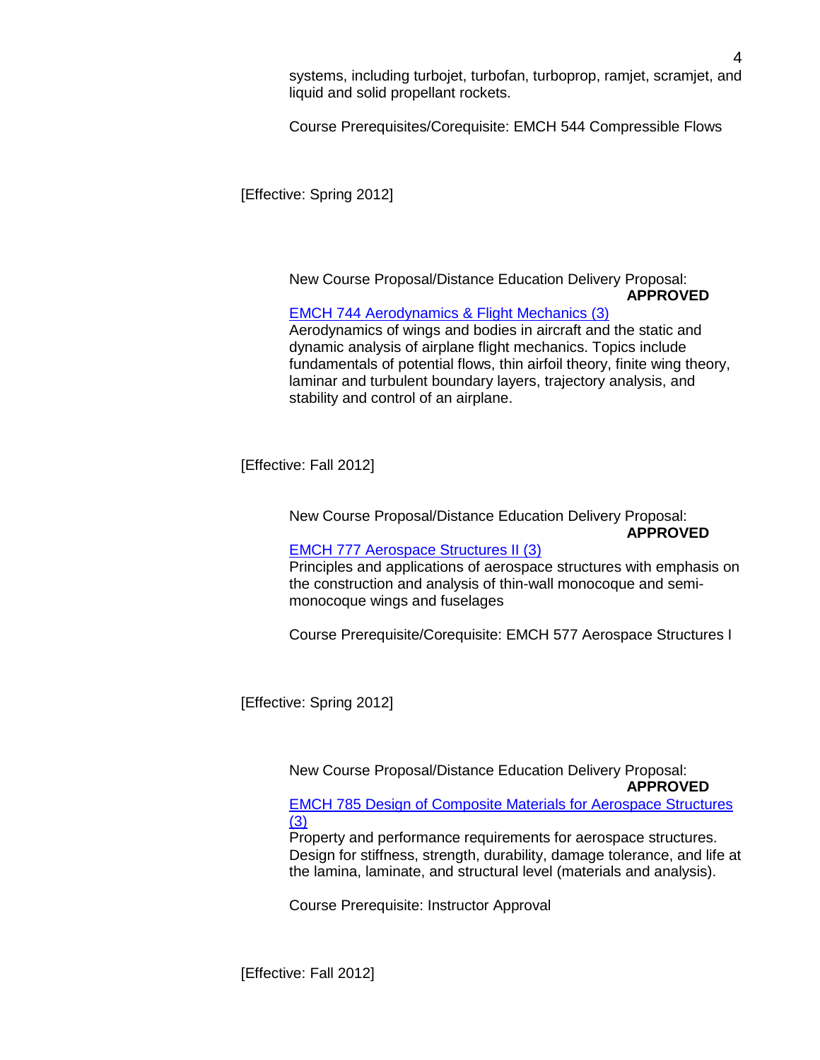systems, including turbojet, turbofan, turboprop, ramjet, scramjet, and liquid and solid propellant rockets.

Course Prerequisites/Corequisite: EMCH 544 Compressible Flows

[Effective: Spring 2012]

New Course Proposal/Distance Education Delivery Proposal: **APPROVED**

EMCH 744 Aerodynamics & Flight Mechanics (3)
Aerodynamics of wings and bodies in aircraft and the static and dynamic analysis of airplane flight mechanics. Topics include fundamentals of potential flows, thin airfoil theory, finite wing theory, laminar and turbulent boundary layers, trajectory analysis, and stability and control of an airplane.

[Effective: Fall 2012]

New Course Proposal/Distance Education Delivery Proposal: **APPROVED**

EMCH 777 Aerospace Structures II (3)
Principles and applications of aerospace structures with emphasis on the construction and analysis of thin-wall monocoque and semi-monocoque wings and fuselages

Course Prerequisite/Corequisite: EMCH 577 Aerospace Structures I

[Effective: Spring 2012]

New Course Proposal/Distance Education Delivery Proposal: **APPROVED**

EMCH 785 Design of Composite Materials for Aerospace Structures (3)
Property and performance requirements for aerospace structures. Design for stiffness, strength, durability, damage tolerance, and life at the lamina, laminate, and structural level (materials and analysis).

Course Prerequisite: Instructor Approval

[Effective: Fall 2012]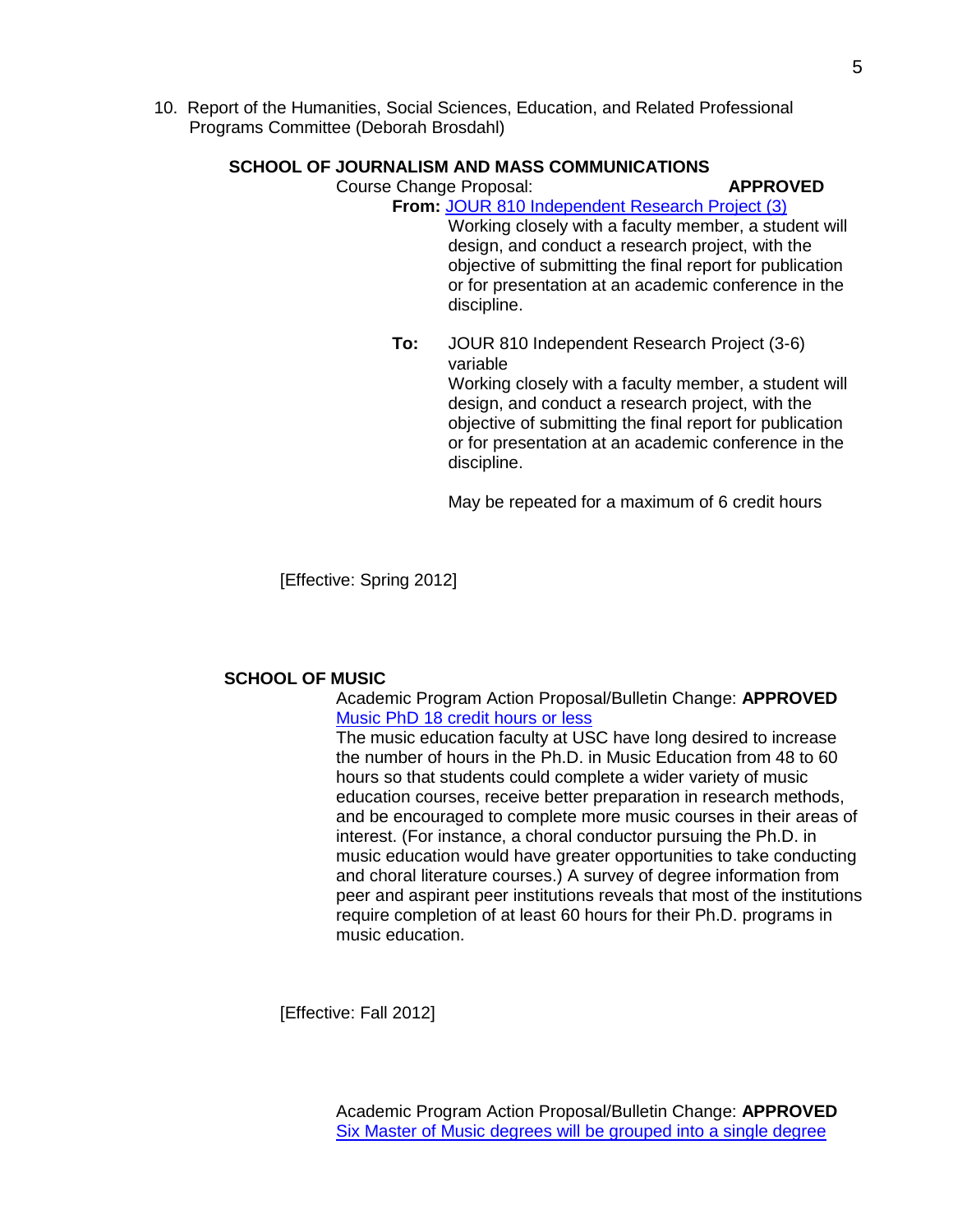10. Report of the Humanities, Social Sciences, Education, and Related Professional Programs Committee (Deborah Brosdahl)

**SCHOOL OF JOURNALISM AND MASS COMMUNICATIONS**

Course Change Proposal: **APPROVED**

**From:** JOUR 810 Independent Research Project (3)

Working closely with a faculty member, a student will design, and conduct a research project, with the objective of submitting the final report for publication or for presentation at an academic conference in the discipline.

**To:** JOUR 810 Independent Research Project (3-6) variable

Working closely with a faculty member, a student will design, and conduct a research project, with the objective of submitting the final report for publication or for presentation at an academic conference in the discipline.

May be repeated for a maximum of 6 credit hours

[Effective: Spring 2012]

**SCHOOL OF MUSIC**

Academic Program Action Proposal/Bulletin Change: **APPROVED**

Music PhD 18 credit hours or less

The music education faculty at USC have long desired to increase the number of hours in the Ph.D. in Music Education from 48 to 60 hours so that students could complete a wider variety of music education courses, receive better preparation in research methods, and be encouraged to complete more music courses in their areas of interest. (For instance, a choral conductor pursuing the Ph.D. in music education would have greater opportunities to take conducting and choral literature courses.) A survey of degree information from peer and aspirant peer institutions reveals that most of the institutions require completion of at least 60 hours for their Ph.D. programs in music education.

[Effective: Fall 2012]

Academic Program Action Proposal/Bulletin Change: **APPROVED**

Six Master of Music degrees will be grouped into a single degree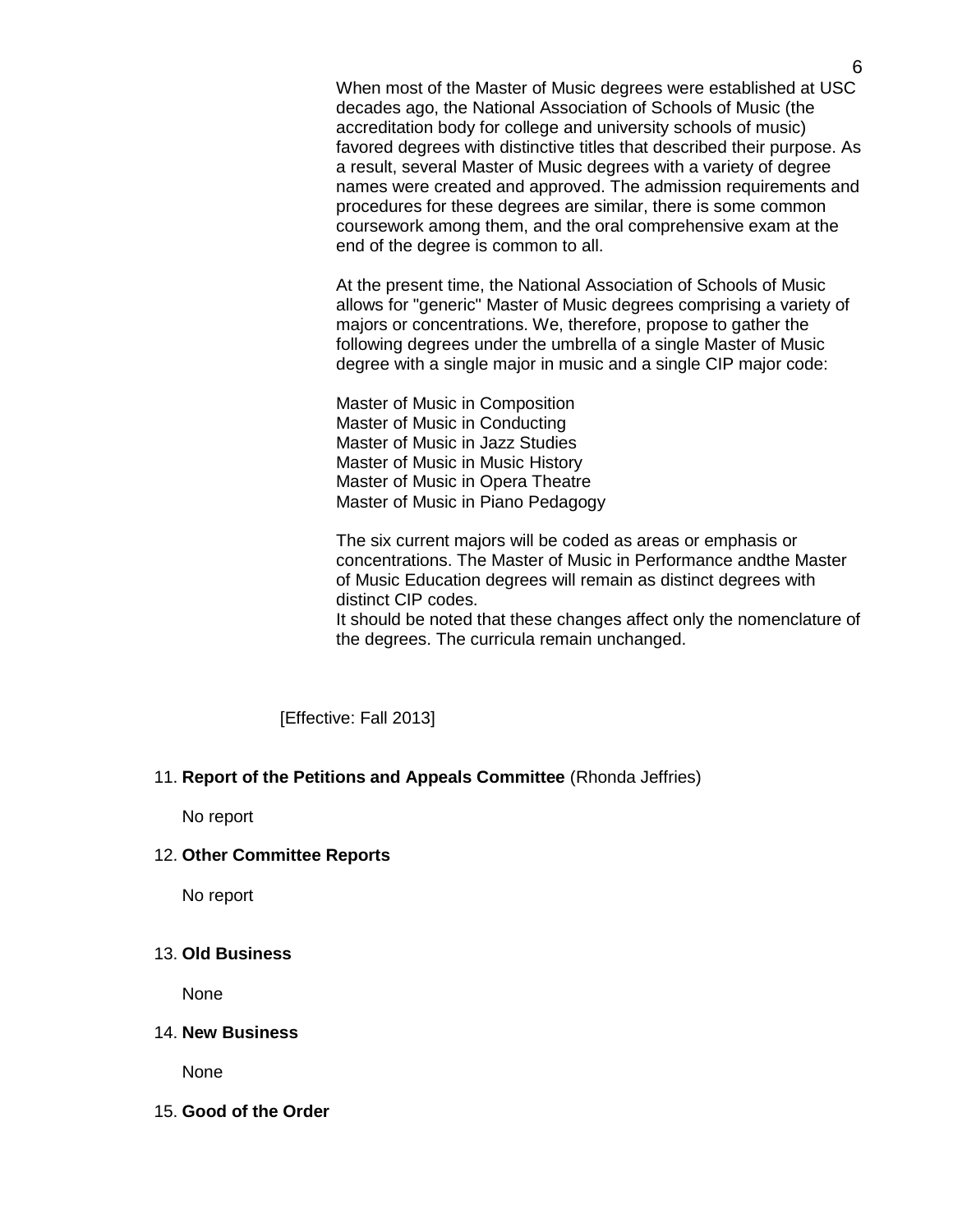When most of the Master of Music degrees were established at USC decades ago, the National Association of Schools of Music (the accreditation body for college and university schools of music) favored degrees with distinctive titles that described their purpose. As a result, several Master of Music degrees with a variety of degree names were created and approved. The admission requirements and procedures for these degrees are similar, there is some common coursework among them, and the oral comprehensive exam at the end of the degree is common to all.

At the present time, the National Association of Schools of Music allows for "generic" Master of Music degrees comprising a variety of majors or concentrations. We, therefore, propose to gather the following degrees under the umbrella of a single Master of Music degree with a single major in music and a single CIP major code:

Master of Music in Composition
Master of Music in Conducting
Master of Music in Jazz Studies
Master of Music in Music History
Master of Music in Opera Theatre
Master of Music in Piano Pedagogy

The six current majors will be coded as areas or emphasis or concentrations. The Master of Music in Performance andthe Master of Music Education degrees will remain as distinct degrees with distinct CIP codes.
It should be noted that these changes affect only the nomenclature of the degrees. The curricula remain unchanged.

[Effective: Fall 2013]

11. **Report of the Petitions and Appeals Committee** (Rhonda Jeffries)

No report

12. **Other Committee Reports**

No report

13. **Old Business**

None

14. **New Business**

None

15. **Good of the Order**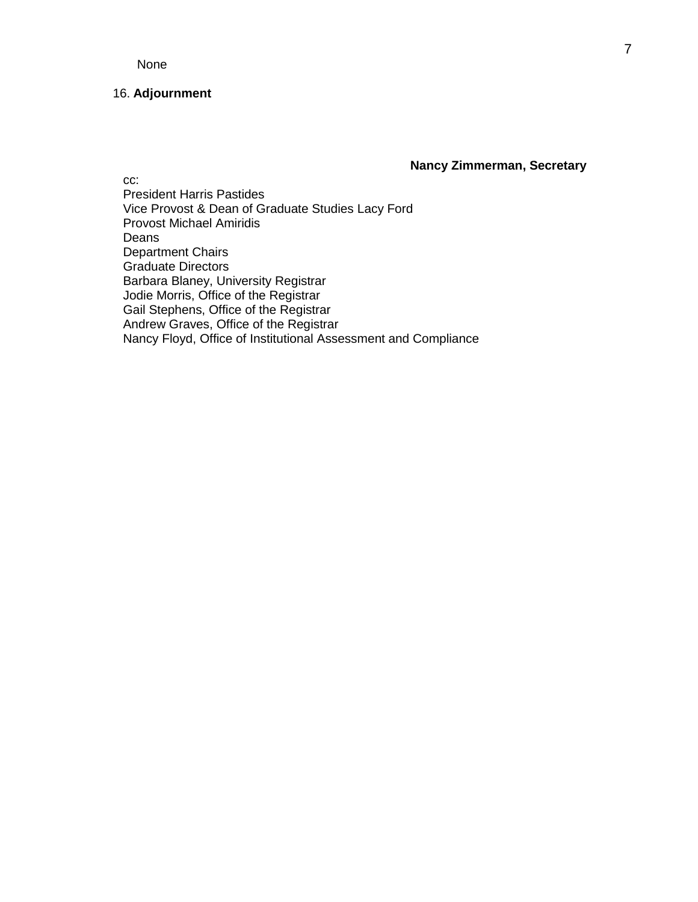None

16. **Adjournment**

**Nancy Zimmerman, Secretary**

cc:
President Harris Pastides
Vice Provost & Dean of Graduate Studies Lacy Ford
Provost Michael Amiridis
Deans
Department Chairs
Graduate Directors
Barbara Blaney, University Registrar
Jodie Morris, Office of the Registrar
Gail Stephens, Office of the Registrar
Andrew Graves, Office of the Registrar
Nancy Floyd, Office of Institutional Assessment and Compliance